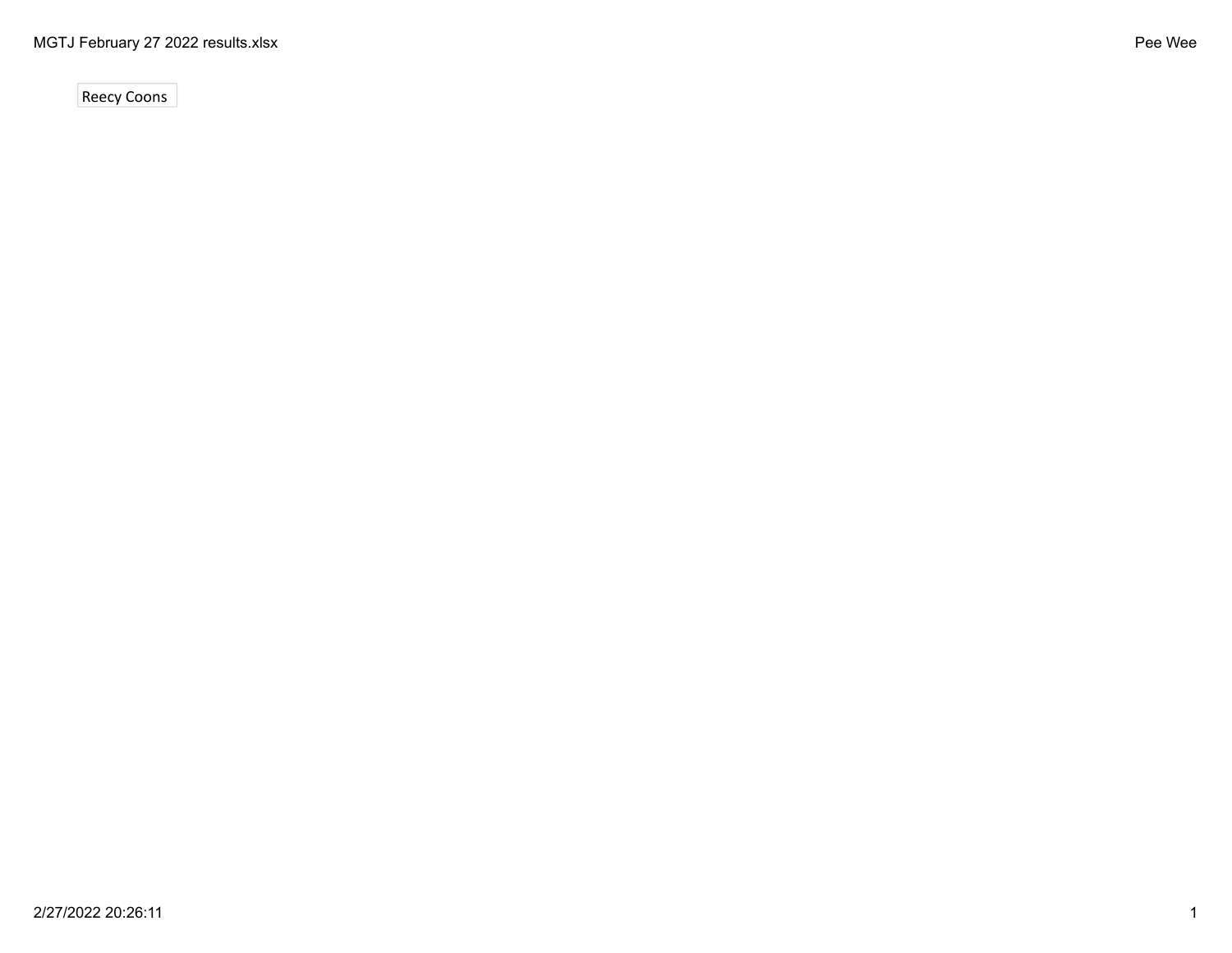Reecy Coons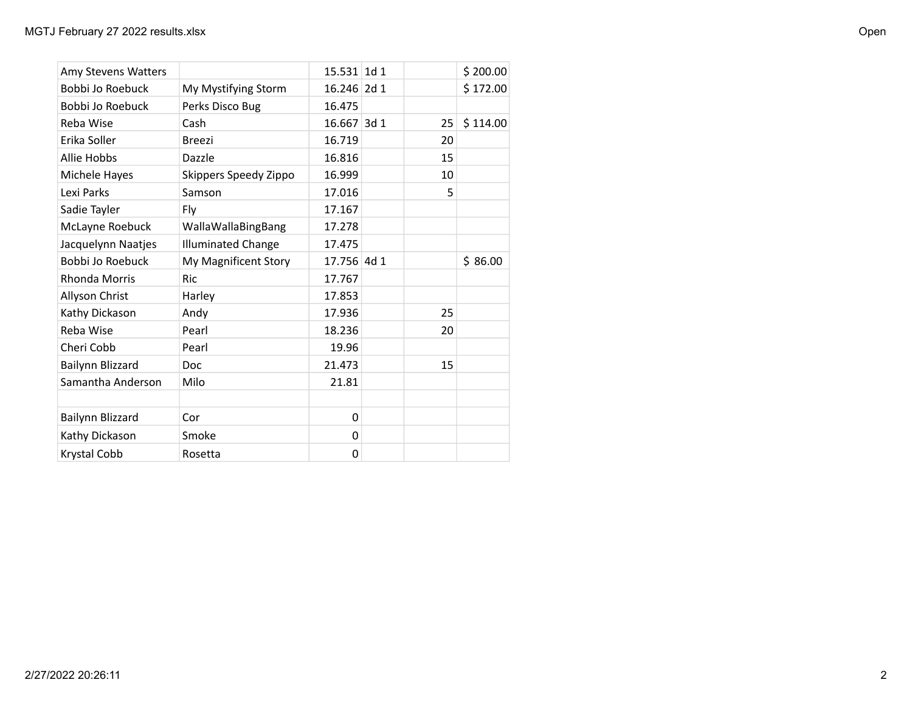| | | | | | |
|---|---|---|---|---|---|
| Amy Stevens Watters | | 15.531 | 1d 1 | | $ 200.00 |
| Bobbi Jo Roebuck | My Mystifying Storm | 16.246 | 2d 1 | | $ 172.00 |
| Bobbi Jo Roebuck | Perks Disco Bug | 16.475 | | | |
| Reba Wise | Cash | 16.667 | 3d 1 | 25 | $ 114.00 |
| Erika Soller | Breezi | 16.719 | | 20 | |
| Allie Hobbs | Dazzle | 16.816 | | 15 | |
| Michele Hayes | Skippers Speedy Zippo | 16.999 | | 10 | |
| Lexi Parks | Samson | 17.016 | | 5 | |
| Sadie Tayler | Fly | 17.167 | | | |
| McLayne Roebuck | WallaWallaBingBang | 17.278 | | | |
| Jacquelynn Naatjes | Illuminated Change | 17.475 | | | |
| Bobbi Jo Roebuck | My Magnificent Story | 17.756 | 4d 1 | | $ 86.00 |
| Rhonda Morris | Ric | 17.767 | | | |
| Allyson Christ | Harley | 17.853 | | | |
| Kathy Dickason | Andy | 17.936 | | 25 | |
| Reba Wise | Pearl | 18.236 | | 20 | |
| Cheri Cobb | Pearl | 19.96 | | | |
| Bailynn Blizzard | Doc | 21.473 | | 15 | |
| Samantha Anderson | Milo | 21.81 | | | |
| | | | | | |
| Bailynn Blizzard | Cor | 0 | | | |
| Kathy Dickason | Smoke | 0 | | | |
| Krystal Cobb | Rosetta | 0 | | | |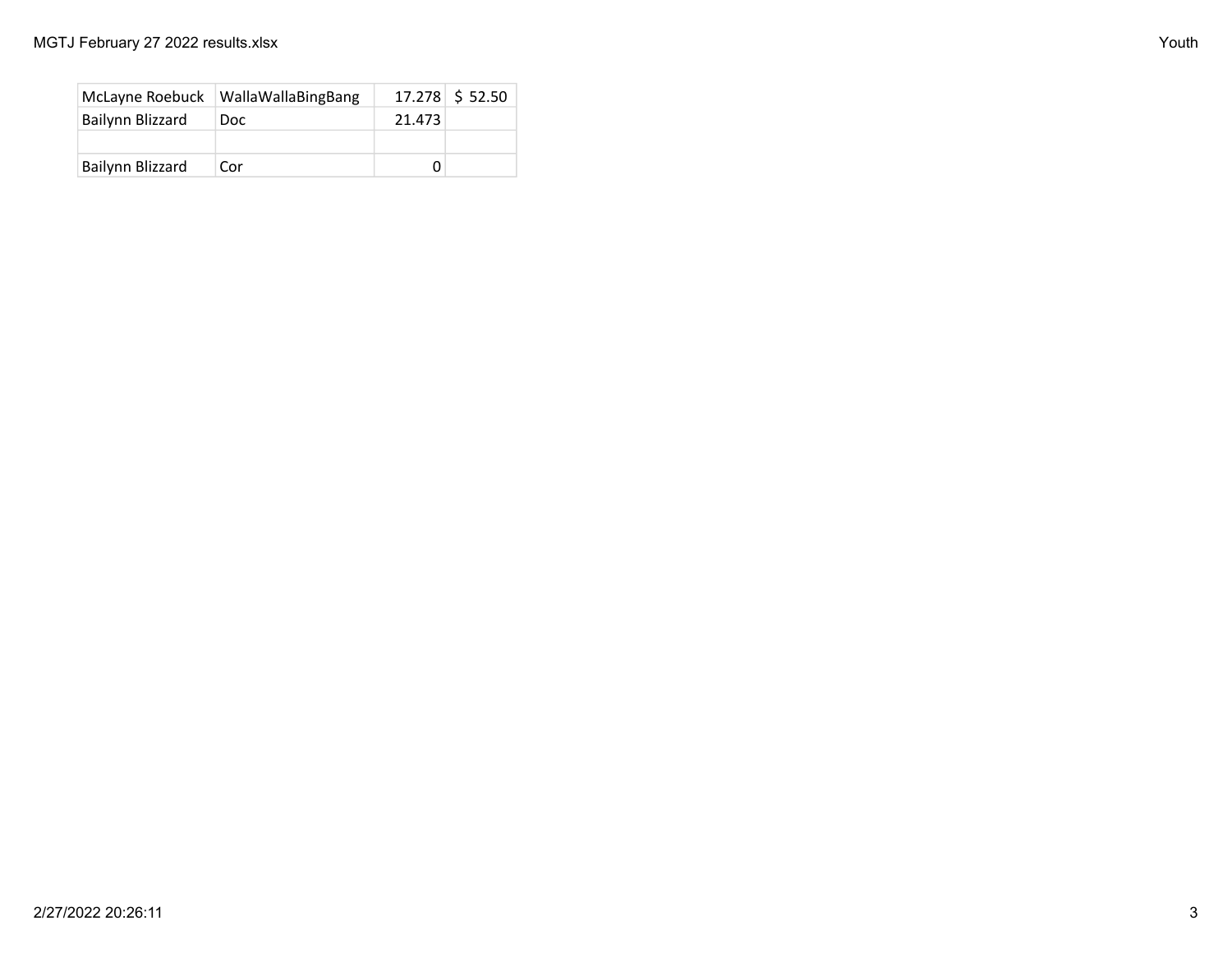| | | | |
|---|---|---|---|
| McLayne Roebuck | WallaWallaBingBang | 17.278 | $ 52.50 |
| Bailynn Blizzard | Doc | 21.473 | |
| | | | |
| Bailynn Blizzard | Cor | 0 | |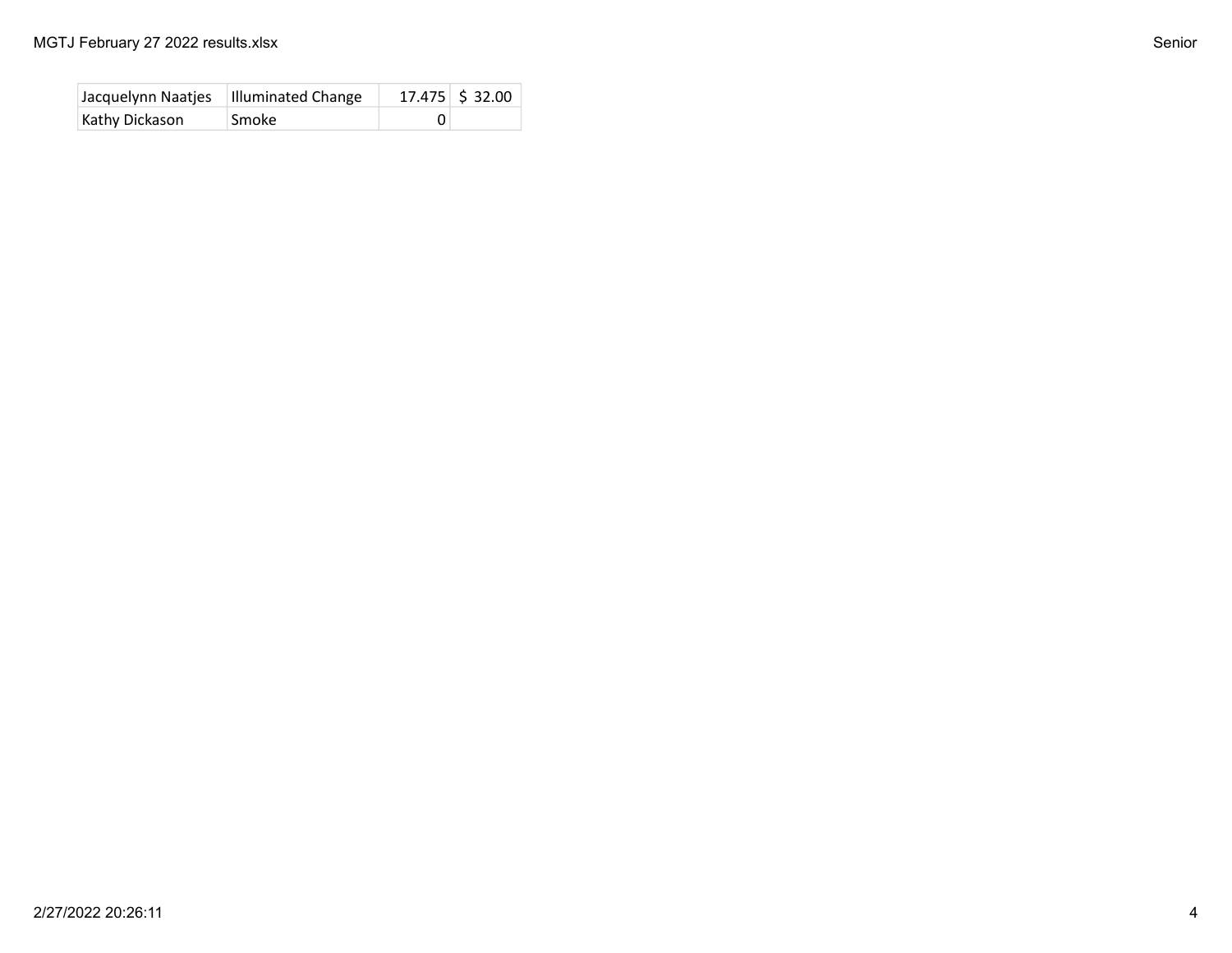| | | | |
|---|---|---|---|
| Jacquelynn Naatjes | Illuminated Change | 17.475 | $ 32.00 |
| Kathy Dickason | Smoke | 0 | |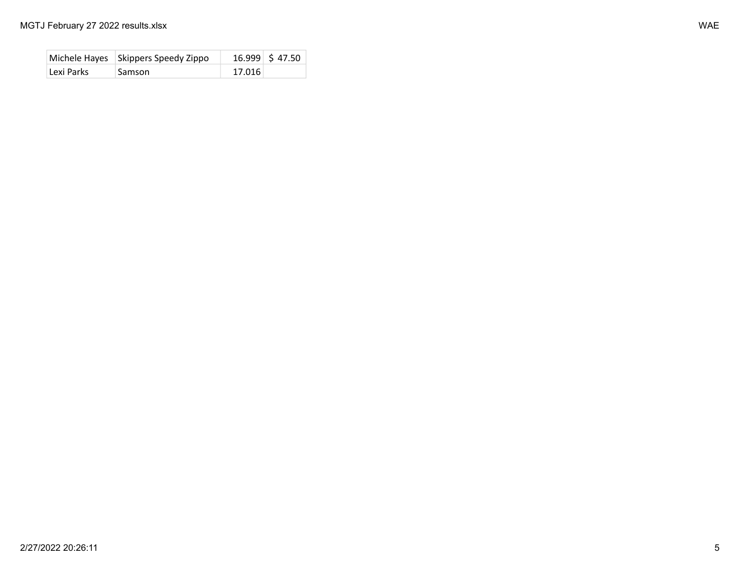| | | | |
|---|---|---|---|
| Michele Hayes | Skippers Speedy Zippo | 16.999 | $ 47.50 |
| Lexi Parks | Samson | 17.016 | |